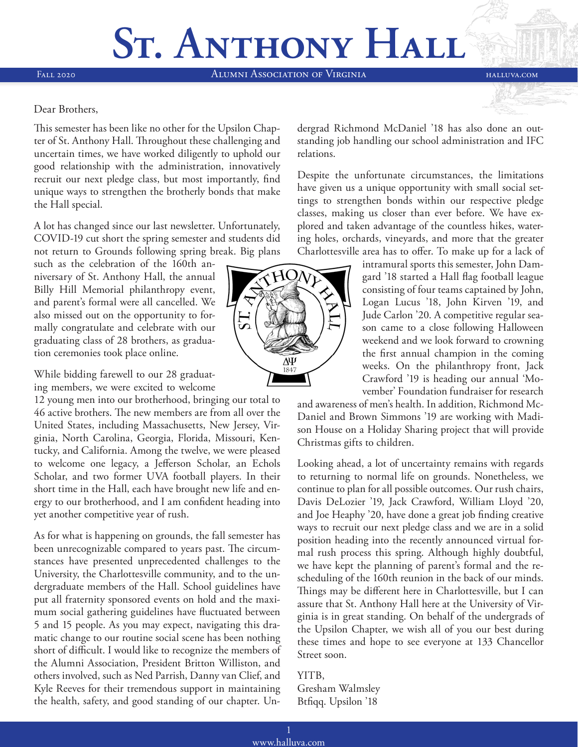# St. Anthony Hall

Fall 2020 | Alumni Association of Virginia | halluva.com

Dear Brothers,

This semester has been like no other for the Upsilon Chapter of St. Anthony Hall. Throughout these challenging and uncertain times, we have worked diligently to uphold our good relationship with the administration, innovatively recruit our next pledge class, but most importantly, find unique ways to strengthen the brotherly bonds that make the Hall special.

A lot has changed since our last newsletter. Unfortunately, COVID-19 cut short the spring semester and students did not return to Grounds following spring break. Big plans such as the celebration of the 160th anniversary of St. Anthony Hall, the annual Billy Hill Memorial philanthropy event, and parent's formal were all cancelled. We also missed out on the opportunity to formally congratulate and celebrate with our graduating class of 28 brothers, as graduation ceremonies took place online.

While bidding farewell to our 28 graduating members, we were excited to welcome 12 young men into our brotherhood, bringing our total to 46 active brothers. The new members are from all over the United States, including Massachusetts, New Jersey, Virginia, North Carolina, Georgia, Florida, Missouri, Kentucky, and California. Among the twelve, we were pleased to welcome one legacy, a Jefferson Scholar, an Echols Scholar, and two former UVA football players. In their short time in the Hall, each have brought new life and energy to our brotherhood, and I am confident heading into yet another competitive year of rush.

As for what is happening on grounds, the fall semester has been unrecognizable compared to years past. The circumstances have presented unprecedented challenges to the University, the Charlottesville community, and to the undergraduate members of the Hall. School guidelines have put all fraternity sponsored events on hold and the maximum social gathering guidelines have fluctuated between 5 and 15 people. As you may expect, navigating this dramatic change to our routine social scene has been nothing short of difficult. I would like to recognize the members of the Alumni Association, President Britton Williston, and others involved, such as Ned Parrish, Danny van Clief, and Kyle Reeves for their tremendous support in maintaining the health, safety, and good standing of our chapter. Undergrad Richmond McDaniel '18 has also done an outstanding job handling our school administration and IFC relations.

Despite the unfortunate circumstances, the limitations have given us a unique opportunity with small social settings to strengthen bonds within our respective pledge classes, making us closer than ever before. We have explored and taken advantage of the countless hikes, watering holes, orchards, vineyards, and more that the greater Charlottesville area has to offer. To make up for a lack of intramural sports this semester, John Damgard '18 started a Hall flag football league consisting of four teams captained by John, Logan Lucus '18, John Kirven '19, and Jude Carlon '20. A competitive regular season came to a close following Halloween weekend and we look forward to crowning the first annual champion in the coming weeks. On the philanthropy front, Jack Crawford '19 is heading our annual 'Movember' Foundation fundraiser for research and awareness of men's health. In addition, Richmond McDaniel and Brown Simmons '19 are working with Madison House on a Holiday Sharing project that will provide Christmas gifts to children.

Looking ahead, a lot of uncertainty remains with regards to returning to normal life on grounds. Nonetheless, we continue to plan for all possible outcomes. Our rush chairs, Davis DeLozier '19, Jack Crawford, William Lloyd '20, and Joe Heaphy '20, have done a great job finding creative ways to recruit our next pledge class and we are in a solid position heading into the recently announced virtual formal rush process this spring. Although highly doubtful, we have kept the planning of parent's formal and the rescheduling of the 160th reunion in the back of our minds. Things may be different here in Charlottesville, but I can assure that St. Anthony Hall here at the University of Virginia is in great standing. On behalf of the undergrads of the Upsilon Chapter, we wish all of you our best during these times and hope to see everyone at 133 Chancellor Street soon.

YITB,
Gresham Walmsley
Btfiqq. Upsilon '18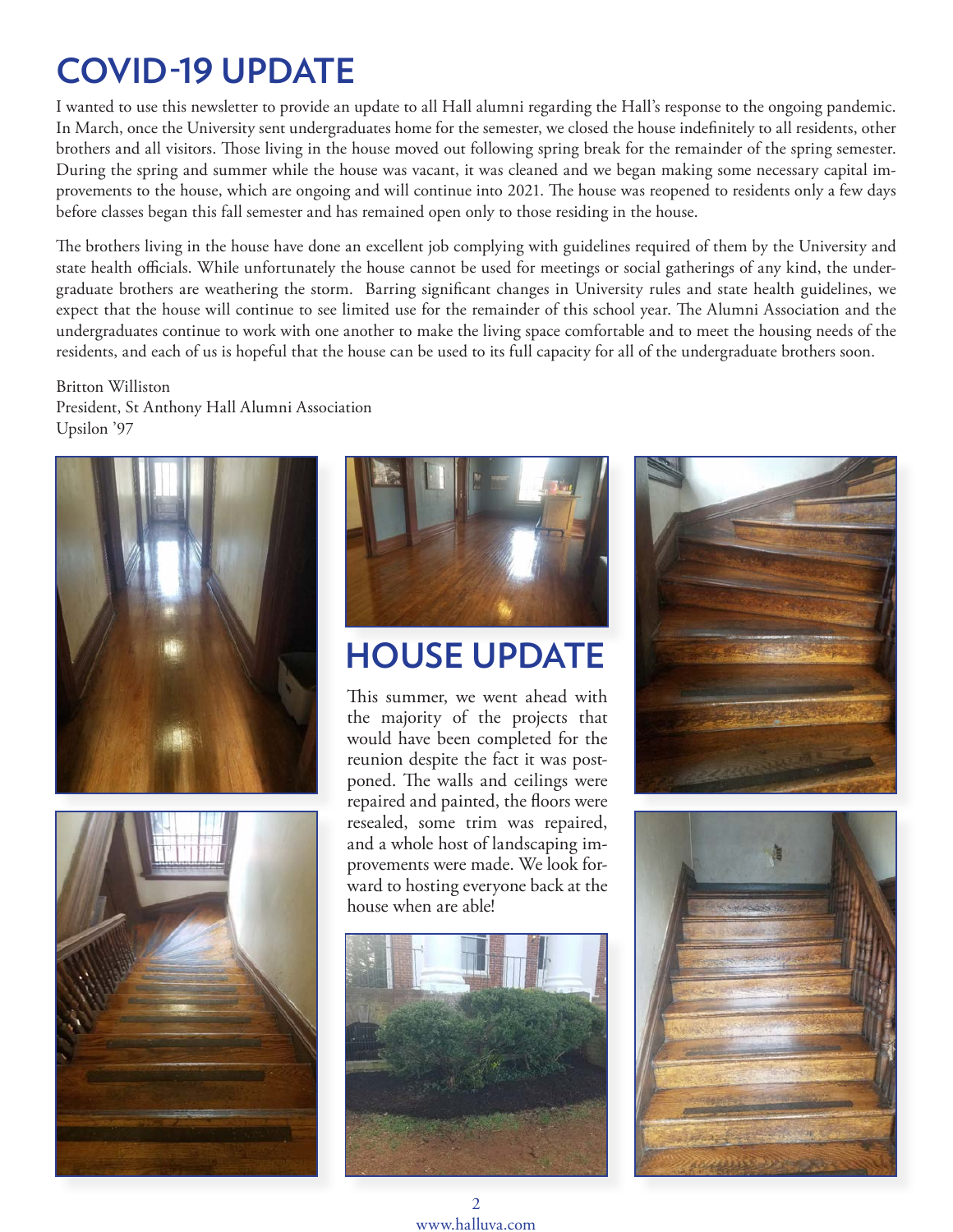# COVID-19 UPDATE

I wanted to use this newsletter to provide an update to all Hall alumni regarding the Hall's response to the ongoing pandemic. In March, once the University sent undergraduates home for the semester, we closed the house indefinitely to all residents, other brothers and all visitors. Those living in the house moved out following spring break for the remainder of the spring semester. During the spring and summer while the house was vacant, it was cleaned and we began making some necessary capital improvements to the house, which are ongoing and will continue into 2021. The house was reopened to residents only a few days before classes began this fall semester and has remained open only to those residing in the house.

The brothers living in the house have done an excellent job complying with guidelines required of them by the University and state health officials. While unfortunately the house cannot be used for meetings or social gatherings of any kind, the undergraduate brothers are weathering the storm. Barring significant changes in University rules and state health guidelines, we expect that the house will continue to see limited use for the remainder of this school year. The Alumni Association and the undergraduates continue to work with one another to make the living space comfortable and to meet the housing needs of the residents, and each of us is hopeful that the house can be used to its full capacity for all of the undergraduate brothers soon.

Britton Williston
President, St Anthony Hall Alumni Association
Upsilon '97

# HOUSE UPDATE

This summer, we went ahead with the majority of the projects that would have been completed for the reunion despite the fact it was postponed. The walls and ceilings were repaired and painted, the floors were resealed, some trim was repaired, and a whole host of landscaping improvements were made. We look forward to hosting everyone back at the house when are able!

www.halluva.com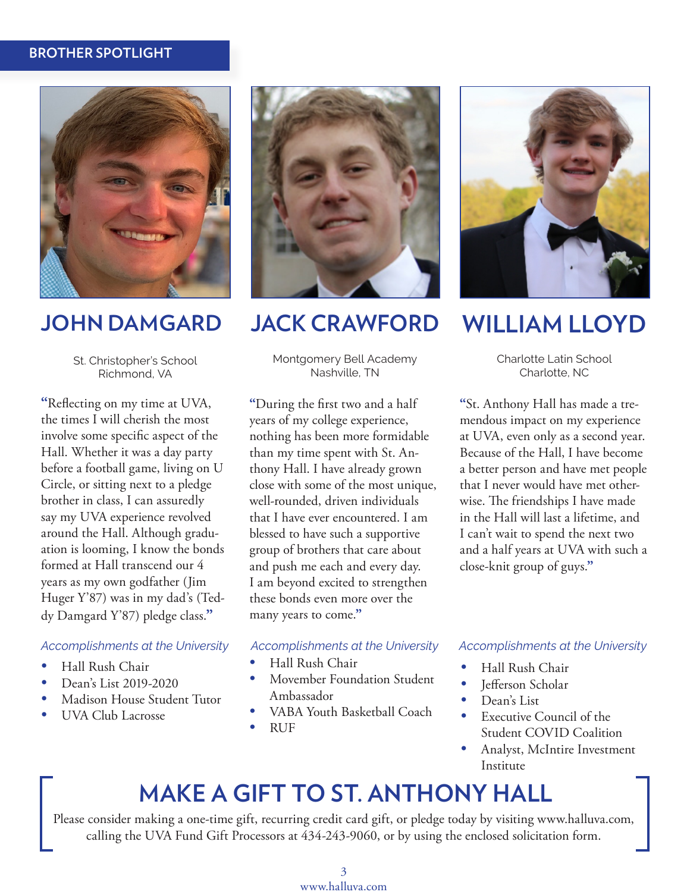## BROTHER SPOTLIGHT

## JOHN DAMGARD

St. Christopher's School
Richmond, VA

"Reflecting on my time at UVA, the times I will cherish the most involve some specific aspect of the Hall. Whether it was a day party before a football game, living on U Circle, or sitting next to a pledge brother in class, I can assuredly say my UVA experience revolved around the Hall. Although graduation is looming, I know the bonds formed at Hall transcend our 4 years as my own godfather (Jim Huger Y'87) was in my dad's (Teddy Damgard Y'87) pledge class."

*Accomplishments at the University*

- Hall Rush Chair
- Dean's List 2019-2020
- Madison House Student Tutor
- UVA Club Lacrosse

## JACK CRAWFORD

Montgomery Bell Academy
Nashville, TN

"During the first two and a half years of my college experience, nothing has been more formidable than my time spent with St. Anthony Hall. I have already grown close with some of the most unique, well-rounded, driven individuals that I have ever encountered. I am blessed to have such a supportive group of brothers that care about and push me each and every day. I am beyond excited to strengthen these bonds even more over the many years to come."

*Accomplishments at the University*

- Hall Rush Chair
- Movember Foundation Student Ambassador
- VABA Youth Basketball Coach
- RUF

## WILLIAM LLOYD

Charlotte Latin School
Charlotte, NC

"St. Anthony Hall has made a tremendous impact on my experience at UVA, even only as a second year. Because of the Hall, I have become a better person and have met people that I never would have met otherwise. The friendships I have made in the Hall will last a lifetime, and I can't wait to spend the next two and a half years at UVA with such a close-knit group of guys."

*Accomplishments at the University*

- Hall Rush Chair
- Jefferson Scholar
- Dean's List
- Executive Council of the Student COVID Coalition
- Analyst, McIntire Investment Institute

## MAKE A GIFT TO ST. ANTHONY HALL

Please consider making a one-time gift, recurring credit card gift, or pledge today by visiting www.halluva.com, calling the UVA Fund Gift Processors at 434-243-9060, or by using the enclosed solicitation form.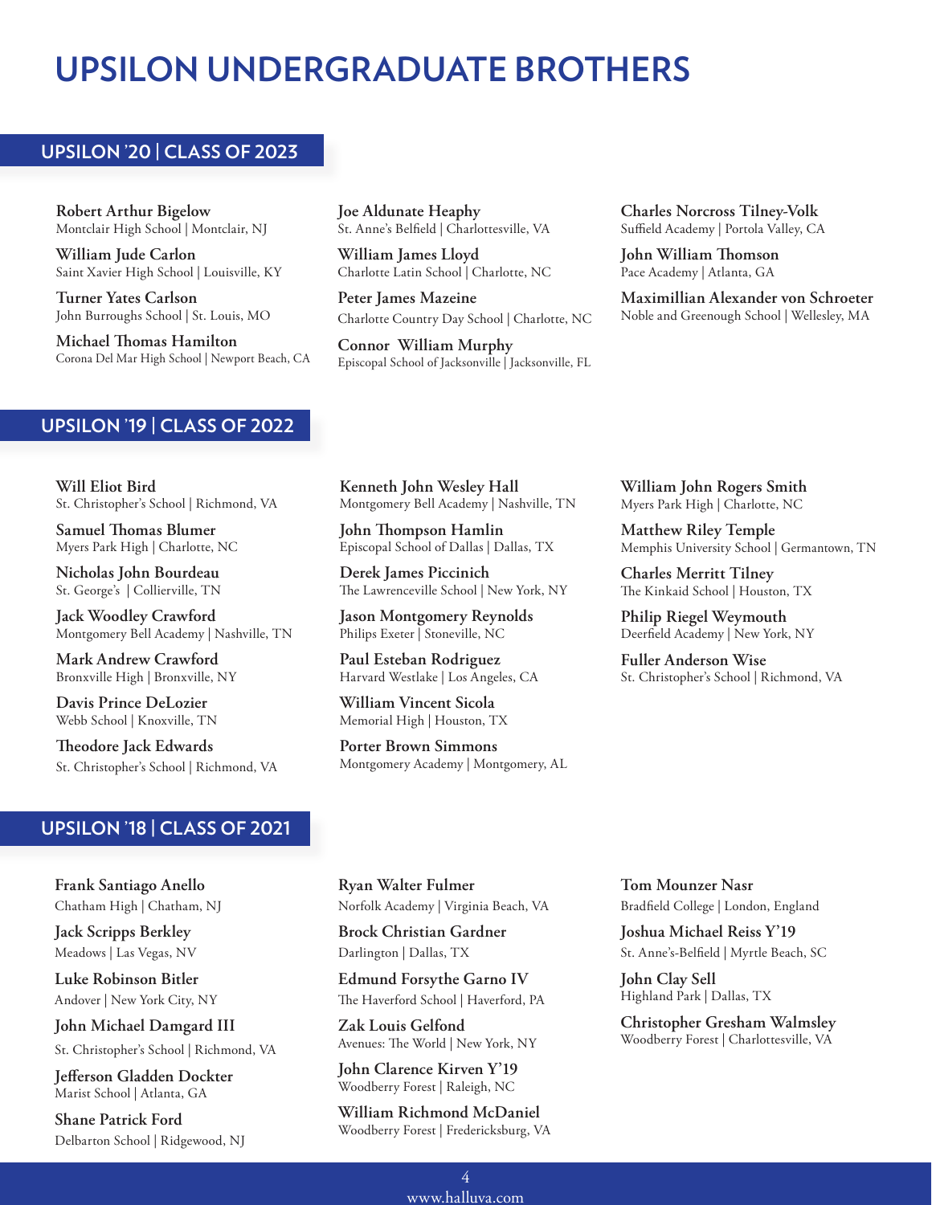# UPSILON UNDERGRADUATE BROTHERS

## UPSILON '20 | CLASS OF 2023

**Robert Arthur Bigelow**
Montclair High School | Montclair, NJ

**William Jude Carlon**
Saint Xavier High School | Louisville, KY

**Turner Yates Carlson**
John Burroughs School | St. Louis, MO

**Michael Thomas Hamilton**
Corona Del Mar High School | Newport Beach, CA

**Joe Aldunate Heaphy**
St. Anne's Belfield | Charlottesville, VA

**William James Lloyd**
Charlotte Latin School | Charlotte, NC

**Peter James Mazeine**
Charlotte Country Day School | Charlotte, NC

**Connor William Murphy**
Episcopal School of Jacksonville | Jacksonville, FL

**Charles Norcross Tilney-Volk**
Suffield Academy | Portola Valley, CA

**John William Thomson**
Pace Academy | Atlanta, GA

**Maximillian Alexander von Schroeter**
Noble and Greenough School | Wellesley, MA

## UPSILON '19 | CLASS OF 2022

**Will Eliot Bird**
St. Christopher's School | Richmond, VA

**Samuel Thomas Blumer**
Myers Park High | Charlotte, NC

**Nicholas John Bourdeau**
St. George's | Collierville, TN

**Jack Woodley Crawford**
Montgomery Bell Academy | Nashville, TN

**Mark Andrew Crawford**
Bronxville High | Bronxville, NY

**Davis Prince DeLozier**
Webb School | Knoxville, TN

**Theodore Jack Edwards**
St. Christopher's School | Richmond, VA

**Kenneth John Wesley Hall**
Montgomery Bell Academy | Nashville, TN

**John Thompson Hamlin**
Episcopal School of Dallas | Dallas, TX

**Derek James Piccinich**
The Lawrenceville School | New York, NY

**Jason Montgomery Reynolds**
Philips Exeter | Stoneville, NC

**Paul Esteban Rodriguez**
Harvard Westlake | Los Angeles, CA

**William Vincent Sicola**
Memorial High | Houston, TX

**Porter Brown Simmons**
Montgomery Academy | Montgomery, AL

**William John Rogers Smith**
Myers Park High | Charlotte, NC

**Matthew Riley Temple**
Memphis University School | Germantown, TN

**Charles Merritt Tilney**
The Kinkaid School | Houston, TX

**Philip Riegel Weymouth**
Deerfield Academy | New York, NY

**Fuller Anderson Wise**
St. Christopher's School | Richmond, VA

## UPSILON '18 | CLASS OF 2021

**Frank Santiago Anello**
Chatham High | Chatham, NJ

**Jack Scripps Berkley**
Meadows | Las Vegas, NV

**Luke Robinson Bitler**
Andover | New York City, NY

**John Michael Damgard III**
St. Christopher's School | Richmond, VA

**Jefferson Gladden Dockter**
Marist School | Atlanta, GA

**Shane Patrick Ford**
Delbarton School | Ridgewood, NJ

**Ryan Walter Fulmer**
Norfolk Academy | Virginia Beach, VA

**Brock Christian Gardner**
Darlington | Dallas, TX

**Edmund Forsythe Garno IV**
The Haverford School | Haverford, PA

**Zak Louis Gelfond**
Avenues: The World | New York, NY

**John Clarence Kirven Y'19**
Woodberry Forest | Raleigh, NC

**William Richmond McDaniel**
Woodberry Forest | Fredericksburg, VA

**Tom Mounzer Nasr**
Bradfield College | London, England

**Joshua Michael Reiss Y'19**
St. Anne's-Belfield | Myrtle Beach, SC

**John Clay Sell**
Highland Park | Dallas, TX

**Christopher Gresham Walmsley**
Woodberry Forest | Charlottesville, VA

www.halluva.com